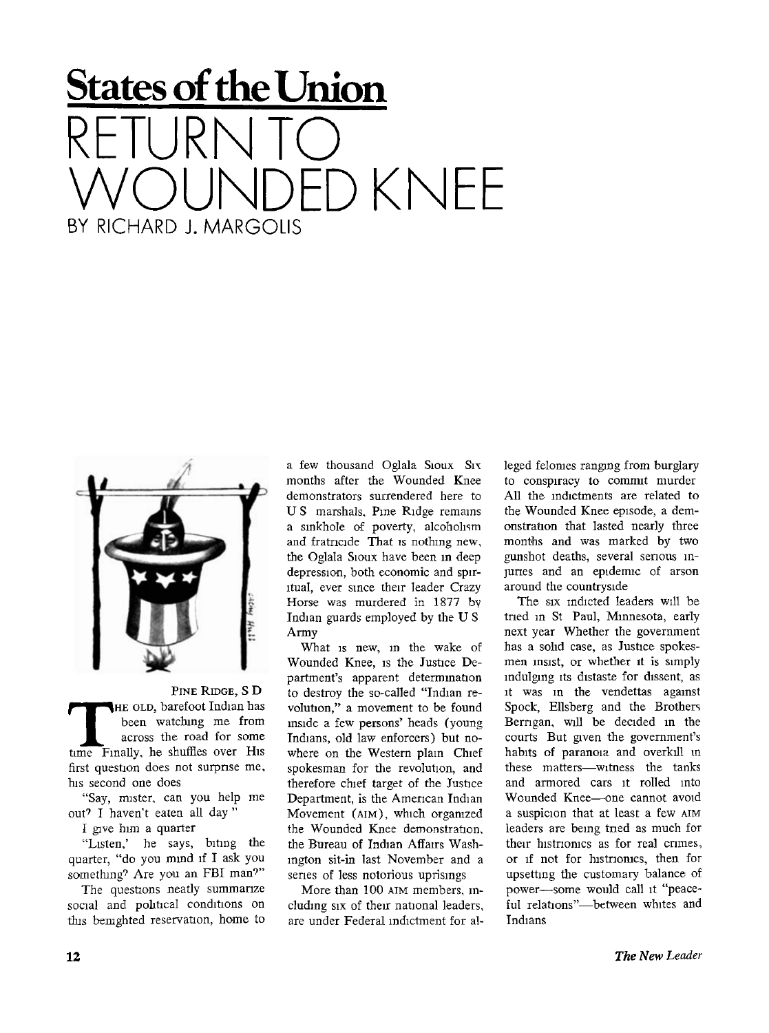# States of the Union

# RETURN TO WOUNDED KNEE

BY RICHARD J. MARGOLIS

PINE RIDGE, S D

THE OLD, barefoot Indian has been watching me from across the road for some time Finally, he shuffles over His first question does not surprise me, his second one does

"Say, mister, can you help me out? I haven't eaten all day "

I give him a quarter

"Listen,' he says, biting the quarter, "do you mind if I ask you something? Are you an FBI man?"

The questions neatly summarize social and political conditions on this benighted reservation, home to a few thousand Oglala Sioux Six months after the Wounded Knee demonstrators surrendered here to U S marshals, Pine Ridge remains a sinkhole of poverty, alcoholism and fratricide That is nothing new, the Oglala Sioux have been in deep depression, both economic and spiritual, ever since their leader Crazy Horse was murdered in 1877 by Indian guards employed by the U S Army

What is new, in the wake of Wounded Knee, is the Justice Department's apparent determination to destroy the so-called "Indian revolution," a movement to be found inside a few persons' heads (young Indians, old law enforcers) but nowhere on the Western plain Chief spokesman for the revolution, and therefore chief target of the Justice Department, is the American Indian Movement (AIM), which organized the Wounded Knee demonstration, the Bureau of Indian Affairs Washington sit-in last November and a series of less notorious uprisings

More than 100 AIM members, including six of their national leaders, are under Federal indictment for alleged felonies ranging from burglary to conspiracy to commit murder All the indictments are related to the Wounded Knee episode, a demonstration that lasted nearly three months and was marked by two gunshot deaths, several serious injuries and an epidemic of arson around the countryside

The six indicted leaders will be tried in St Paul, Minnesota, early next year Whether the government has a solid case, as Justice spokesmen insist, or whether it is simply indulging its distaste for dissent, as it was in the vendettas against Spock, Ellsberg and the Brothers Berrigan, will be decided in the courts But given the government's habits of paranoia and overkill in these matters—witness the tanks and armored cars it rolled into Wounded Knee—one cannot avoid a suspicion that at least a few AIM leaders are being tried as much for their histrionics as for real crimes, or if not for histrionics, then for upsetting the customary balance of power—some would call it "peaceful relations"—between whites and Indians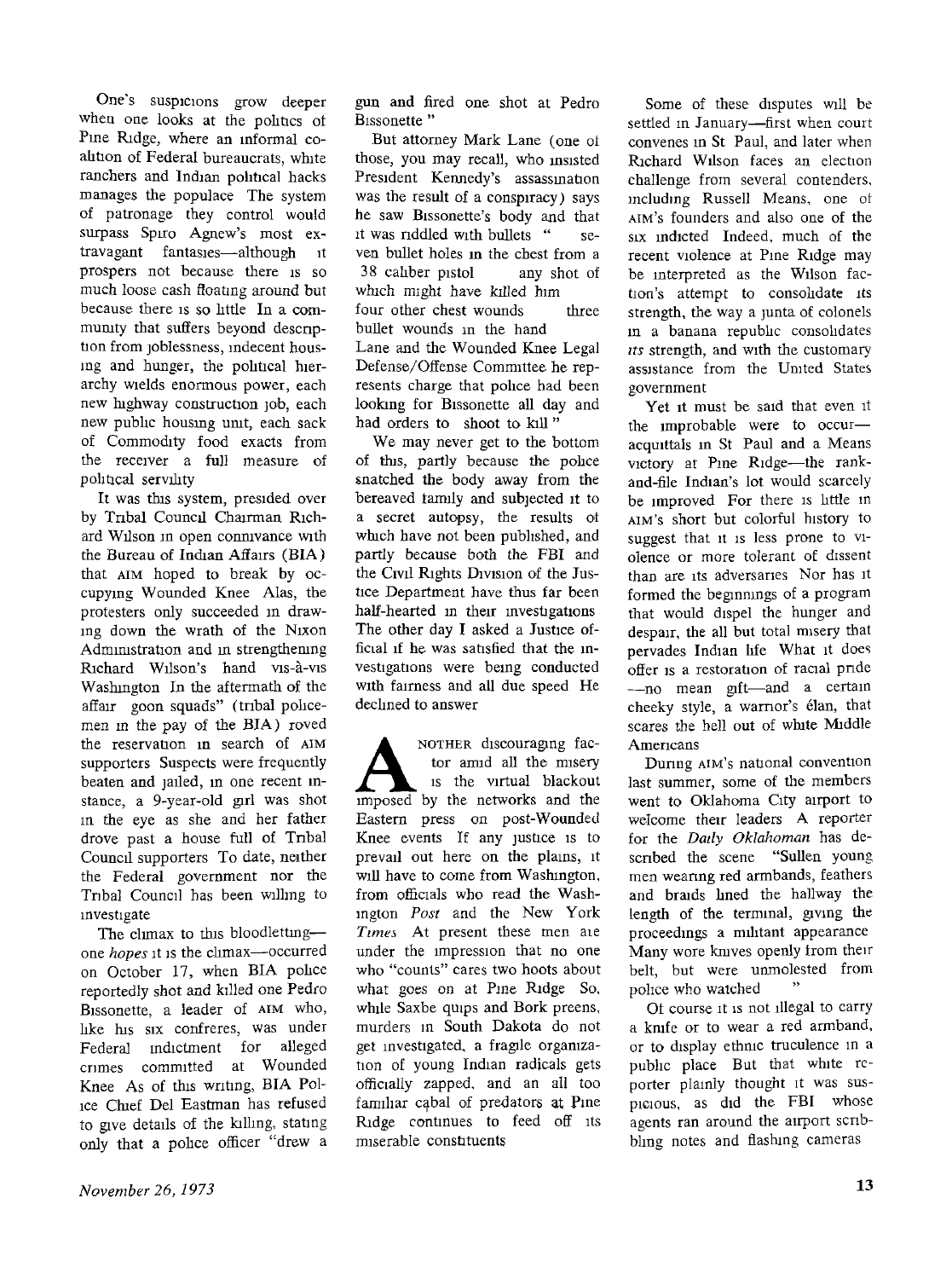One's suspicions grow deeper when one looks at the politics of Pine Ridge, where an informal coalition of Federal bureaucrats, white ranchers and Indian political hacks manages the populace The system of patronage they control would surpass Spiro Agnew's most extravagant fantasies—although it prospers not because there is so much loose cash floating around but because there is so little In a community that suffers beyond description from joblessness, indecent housing and hunger, the political hierarchy wields enormous power, each new highway construction job, each new public housing unit, each sack of Commodity food exacts from the receiver a full measure of political servility

It was this system, presided over by Tribal Council Chairman Richard Wilson in open connivance with the Bureau of Indian Affairs (BIA) that AIM hoped to break by occupying Wounded Knee Alas, the protesters only succeeded in drawing down the wrath of the Nixon Administration and in strengthening Richard Wilson's hand vis-à-vis Washington In the aftermath of the affair goon squads" (tribal policemen in the pay of the BIA) roved the reservation in search of AIM supporters Suspects were frequently beaten and jailed, in one recent instance, a 9-year-old girl was shot in the eye as she and her father drove past a house full of Tribal Council supporters To date, neither the Federal government nor the Tribal Council has been willing to investigate

The climax to this bloodletting—one *hopes* it is the climax—occurred on October 17, when BIA police reportedly shot and killed one Pedro Bissonette, a leader of AIM who, like his six confreres, was under Federal indictment for alleged crimes committed at Wounded Knee As of this writing, BIA Police Chief Del Eastman has refused to give details of the killing, stating only that a police officer "drew a gun and fired one shot at Pedro Bissonette "

But attorney Mark Lane (one of those, you may recall, who insisted President Kennedy's assassination was the result of a conspiracy) says he saw Bissonette's body and that it was riddled with bullets " seven bullet holes in the chest from a 38 caliber pistol any shot of which might have killed him four other chest wounds three bullet wounds in the hand Lane and the Wounded Knee Legal Defense/Offense Committee he represents charge that police had been looking for Bissonette all day and had orders to shoot to kill "

We may never get to the bottom of this, partly because the police snatched the body away from the bereaved family and subjected it to a secret autopsy, the results of which have not been published, and partly because both the FBI and the Civil Rights Division of the Justice Department have thus far been half-hearted in their investigations The other day I asked a Justice official if he was satisfied that the investigations were being conducted with fairness and all due speed He declined to answer

ANOTHER discouraging factor amid all the misery is the virtual blackout imposed by the networks and the Eastern press on post-Wounded Knee events If any justice is to prevail out here on the plains, it will have to come from Washington, from officials who read the Washington *Post* and the New York *Times* At present these men are under the impression that no one who "counts" cares two hoots about what goes on at Pine Ridge So, while Saxbe quips and Bork preens, murders in South Dakota do not get investigated, a fragile organization of young Indian radicals gets officially zapped, and an all too familiar cabal of predators at Pine Ridge continues to feed off its miserable constituents

Some of these disputes will be settled in January—first when court convenes in St Paul, and later when Richard Wilson faces an election challenge from several contenders, including Russell Means, one of AIM's founders and also one of the six indicted Indeed, much of the recent violence at Pine Ridge may be interpreted as the Wilson faction's attempt to consolidate its strength, the way a junta of colonels in a banana republic consolidates *its* strength, and with the customary assistance from the United States government

Yet it must be said that even if the improbable were to occur—acquittals in St Paul and a Means victory at Pine Ridge—the rank-and-file Indian's lot would scarcely be improved For there is little in AIM's short but colorful history to suggest that it is less prone to violence or more tolerant of dissent than are its adversaries Nor has it formed the beginnings of a program that would dispel the hunger and despair, the all but total misery that pervades Indian life What it does offer is a restoration of racial pride —no mean gift—and a certain cheeky style, a warrior's élan, that scares the hell out of white Middle Americans

During AIM's national convention last summer, some of the members went to Oklahoma City airport to welcome their leaders A reporter for the *Daily Oklahoman* has described the scene "Sullen young men wearing red armbands, feathers and braids lined the hallway the length of the terminal, giving the proceedings a militant appearance Many wore knives openly from their belt, but were unmolested from police who watched "

Of course it is not illegal to carry a knife or to wear a red armband, or to display ethnic truculence in a public place But that white reporter plainly thought it was suspicious, as did the FBI whose agents ran around the airport scribbling notes and flashing cameras